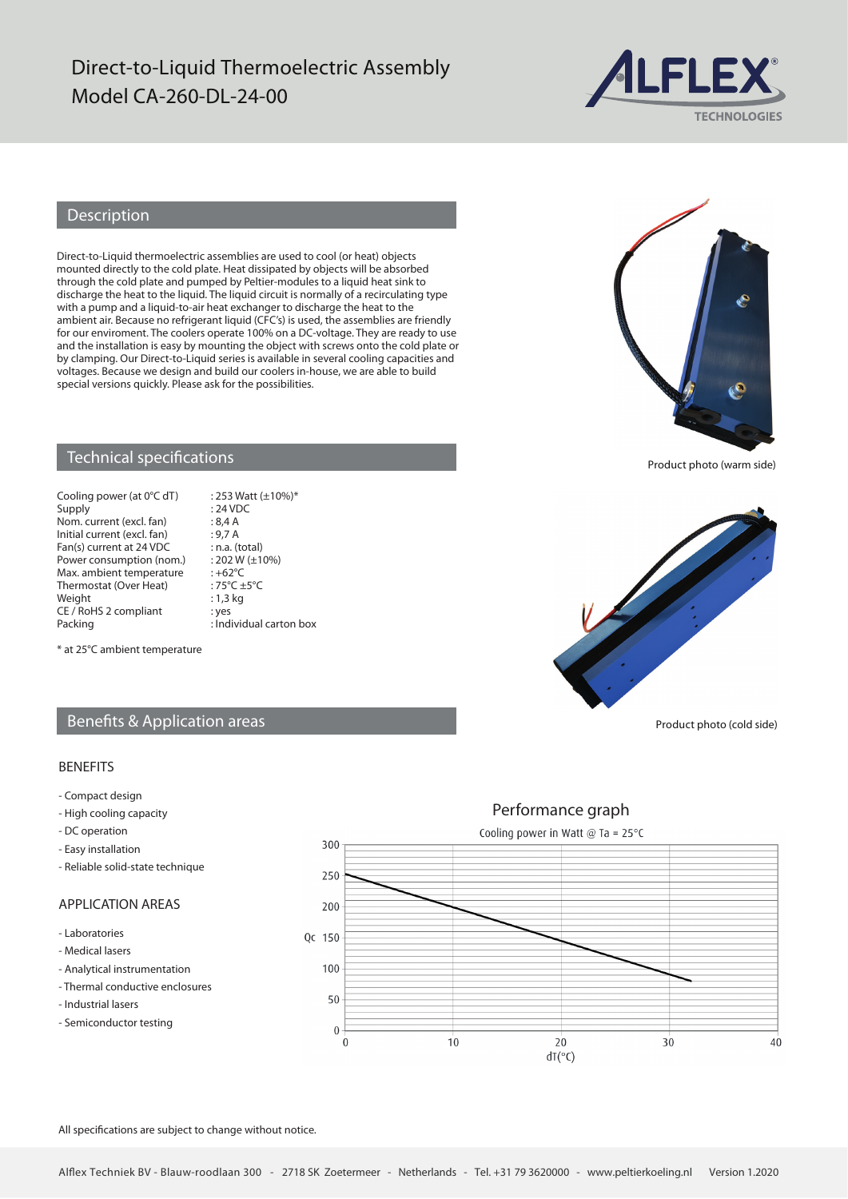# Direct-to-Liquid Thermoelectric Assembly
# Model CA-260-DL-24-00

## Description

Direct-to-Liquid thermoelectric assemblies are used to cool (or heat) objects mounted directly to the cold plate. Heat dissipated by objects will be absorbed through the cold plate and pumped by Peltier-modules to a liquid heat sink to discharge the heat to the liquid. The liquid circuit is normally of a recirculating type with a pump and a liquid-to-air heat exchanger to discharge the heat to the ambient air. Because no refrigerant liquid (CFC's) is used, the assemblies are friendly for our enviroment. The coolers operate 100% on a DC-voltage. They are ready to use and the installation is easy by mounting the object with screws onto the cold plate or by clamping. Our Direct-to-Liquid series is available in several cooling capacities and voltages. Because we design and build our coolers in-house, we are able to build special versions quickly. Please ask for the possibilities.

Product photo (warm side)

## Technical specifications

| | |
|---|---|
| Cooling power (at 0°C dT) | : 253 Watt (±10%)* |
| Supply | : 24 VDC |
| Nom. current (excl. fan) | : 8,4 A |
| Initial current (excl. fan) | : 9,7 A |
| Fan(s) current at 24 VDC | : n.a. (total) |
| Power consumption (nom.) | : 202 W (±10%) |
| Max. ambient temperature | : +62°C |
| Thermostat (Over Heat) | : 75°C ±5°C |
| Weight | : 1,3 kg |
| CE / RoHS 2 compliant | : yes |
| Packing | : Individual carton box |

\* at 25°C ambient temperature

Product photo (cold side)

## Benefits & Application areas

### BENEFITS

- Compact design
- High cooling capacity
- DC operation
- Easy installation
- Reliable solid-state technique

### APPLICATION AREAS

- Laboratories
- Medical lasers
- Analytical instrumentation
- Thermal conductive enclosures
- Industrial lasers
- Semiconductor testing

### Performance graph

Cooling power in Watt @ Ta = 25°C

Qc (0–300) vs dT(°C) (0–40)

All specifications are subject to change without notice.

Alflex Techniek BV - Blauw-roodlaan 300 - 2718 SK Zoetermeer - Netherlands - Tel. +31 79 3620000 - www.peltierkoeling.nl Version 1.2020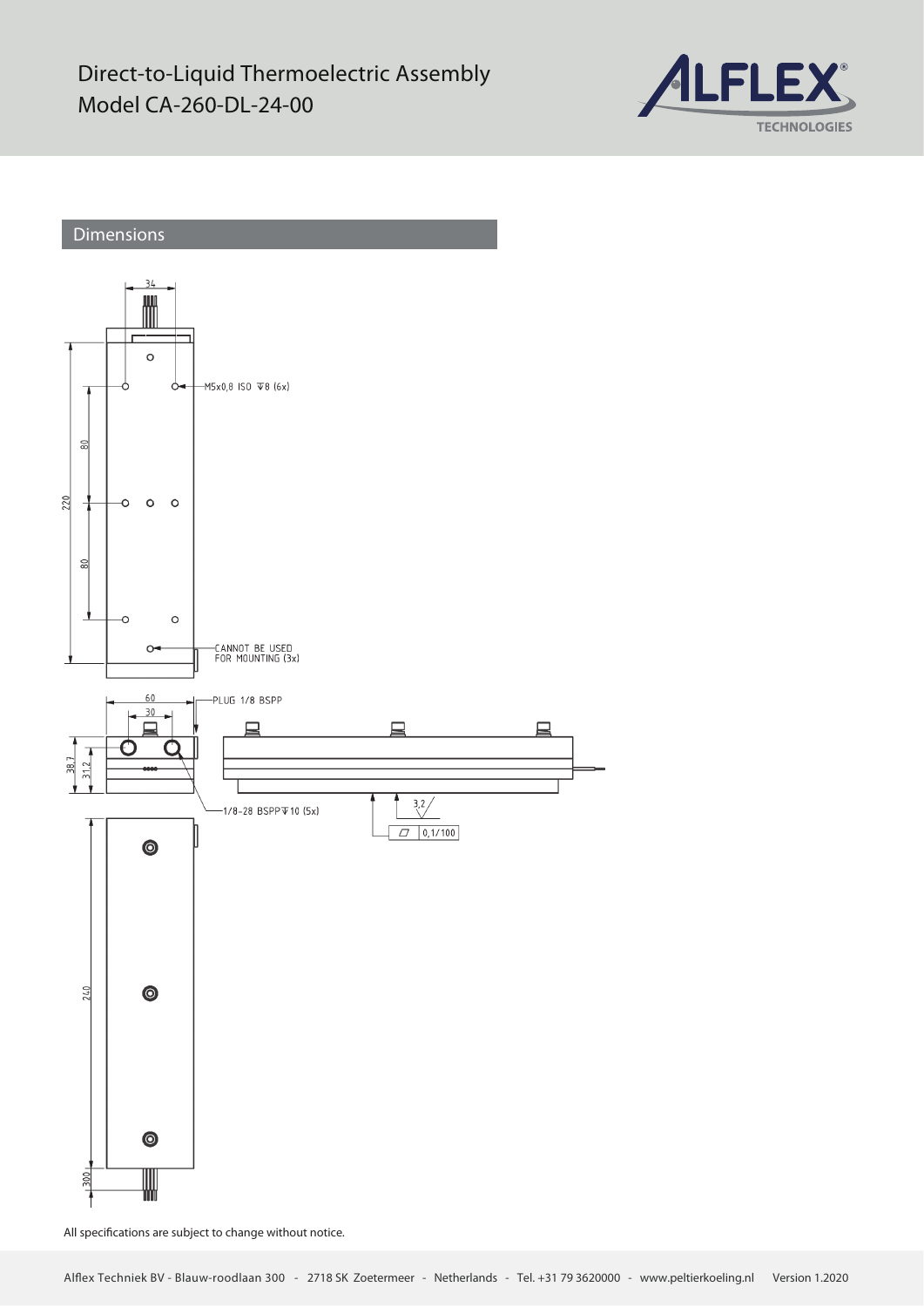# Direct-to-Liquid Thermoelectric Assembly
# Model CA-260-DL-24-00

## Dimensions

34

M5x0,8 ISO ↧8 (6x)

220

80

80

CANNOT BE USED FOR MOUNTING (3x)

60

30

PLUG 1/8 BSPP

38,7

31,2

1/8-28 BSPP↧10 (5x)

3,2

0,1/100

240

300

All specifications are subject to change without notice.